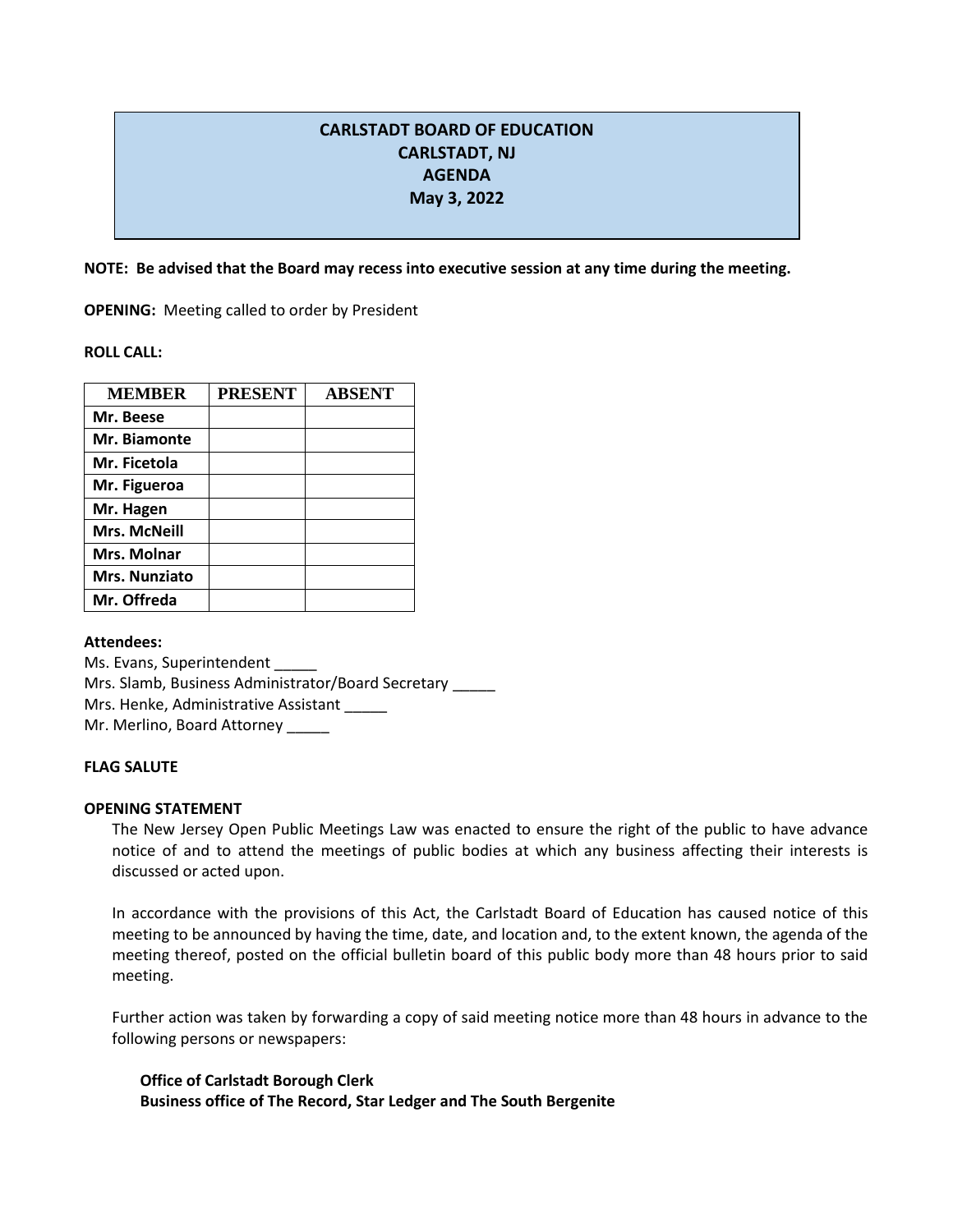# CARLSTADT BOARD OF EDUCATION
## CARLSTADT, NJ
## AGENDA
## May 3, 2022

**NOTE: Be advised that the Board may recess into executive session at any time during the meeting.**

**OPENING:** Meeting called to order by President

**ROLL CALL:**

| MEMBER | PRESENT | ABSENT |
|---|---|---|
| **Mr. Beese** | | |
| **Mr. Biamonte** | | |
| **Mr. Ficetola** | | |
| **Mr. Figueroa** | | |
| **Mr. Hagen** | | |
| **Mrs. McNeill** | | |
| **Mrs. Molnar** | | |
| **Mrs. Nunziato** | | |
| **Mr. Offreda** | | |

**Attendees:**

Ms. Evans, Superintendent _____
Mrs. Slamb, Business Administrator/Board Secretary _____
Mrs. Henke, Administrative Assistant _____
Mr. Merlino, Board Attorney _____

**FLAG SALUTE**

**OPENING STATEMENT**

The New Jersey Open Public Meetings Law was enacted to ensure the right of the public to have advance notice of and to attend the meetings of public bodies at which any business affecting their interests is discussed or acted upon.

In accordance with the provisions of this Act, the Carlstadt Board of Education has caused notice of this meeting to be announced by having the time, date, and location and, to the extent known, the agenda of the meeting thereof, posted on the official bulletin board of this public body more than 48 hours prior to said meeting.

Further action was taken by forwarding a copy of said meeting notice more than 48 hours in advance to the following persons or newspapers:

**Office of Carlstadt Borough Clerk**
**Business office of The Record, Star Ledger and The South Bergenite**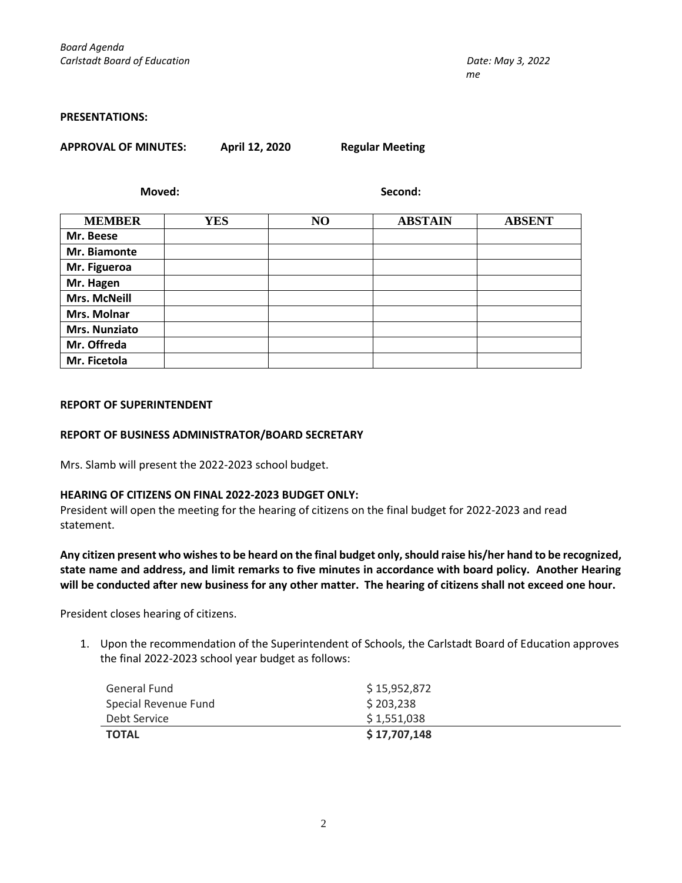**PRESENTATIONS:**

**APPROVAL OF MINUTES:** **April 12, 2020** **Regular Meeting**

**Moved:** **Second:**

| MEMBER | YES | NO | ABSTAIN | ABSENT |
|---|---|---|---|---|
| **Mr. Beese** | | | | |
| **Mr. Biamonte** | | | | |
| **Mr. Figueroa** | | | | |
| **Mr. Hagen** | | | | |
| **Mrs. McNeill** | | | | |
| **Mrs. Molnar** | | | | |
| **Mrs. Nunziato** | | | | |
| **Mr. Offreda** | | | | |
| **Mr. Ficetola** | | | | |

**REPORT OF SUPERINTENDENT**

**REPORT OF BUSINESS ADMINISTRATOR/BOARD SECRETARY**

Mrs. Slamb will present the 2022-2023 school budget.

**HEARING OF CITIZENS ON FINAL 2022-2023 BUDGET ONLY:**
President will open the meeting for the hearing of citizens on the final budget for 2022-2023 and read statement.

**Any citizen present who wishes to be heard on the final budget only, should raise his/her hand to be recognized, state name and address, and limit remarks to five minutes in accordance with board policy. Another Hearing will be conducted after new business for any other matter. The hearing of citizens shall not exceed one hour.**

President closes hearing of citizens.

1. Upon the recommendation of the Superintendent of Schools, the Carlstadt Board of Education approves the final 2022-2023 school year budget as follows:

| | |
|---|---|
| General Fund | $ 15,952,872 |
| Special Revenue Fund | $ 203,238 |
| Debt Service | $ 1,551,038 |
| **TOTAL** | **$ 17,707,148** |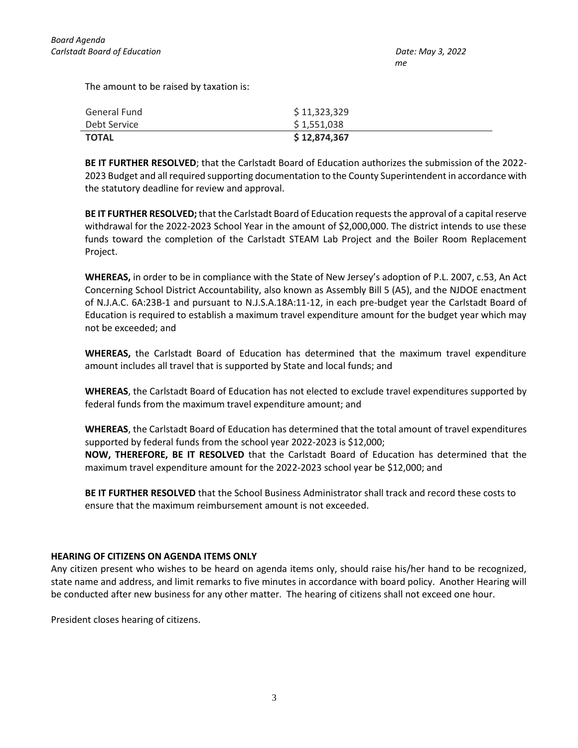The amount to be raised by taxation is:

| | |
|---|---|
| General Fund | $ 11,323,329 |
| Debt Service | $ 1,551,038 |
| **TOTAL** | **$ 12,874,367** |

**BE IT FURTHER RESOLVED**; that the Carlstadt Board of Education authorizes the submission of the 2022-2023 Budget and all required supporting documentation to the County Superintendent in accordance with the statutory deadline for review and approval.

**BE IT FURTHER RESOLVED;** that the Carlstadt Board of Education requests the approval of a capital reserve withdrawal for the 2022-2023 School Year in the amount of $2,000,000. The district intends to use these funds toward the completion of the Carlstadt STEAM Lab Project and the Boiler Room Replacement Project.

**WHEREAS,** in order to be in compliance with the State of New Jersey's adoption of P.L. 2007, c.53, An Act Concerning School District Accountability, also known as Assembly Bill 5 (A5), and the NJDOE enactment of N.J.A.C. 6A:23B-1 and pursuant to N.J.S.A.18A:11-12, in each pre-budget year the Carlstadt Board of Education is required to establish a maximum travel expenditure amount for the budget year which may not be exceeded; and

**WHEREAS,** the Carlstadt Board of Education has determined that the maximum travel expenditure amount includes all travel that is supported by State and local funds; and

**WHEREAS**, the Carlstadt Board of Education has not elected to exclude travel expenditures supported by federal funds from the maximum travel expenditure amount; and

**WHEREAS**, the Carlstadt Board of Education has determined that the total amount of travel expenditures supported by federal funds from the school year 2022-2023 is $12,000;
**NOW, THEREFORE, BE IT RESOLVED** that the Carlstadt Board of Education has determined that the maximum travel expenditure amount for the 2022-2023 school year be $12,000; and

**BE IT FURTHER RESOLVED** that the School Business Administrator shall track and record these costs to ensure that the maximum reimbursement amount is not exceeded.

**HEARING OF CITIZENS ON AGENDA ITEMS ONLY**

Any citizen present who wishes to be heard on agenda items only, should raise his/her hand to be recognized, state name and address, and limit remarks to five minutes in accordance with board policy. Another Hearing will be conducted after new business for any other matter. The hearing of citizens shall not exceed one hour.

President closes hearing of citizens.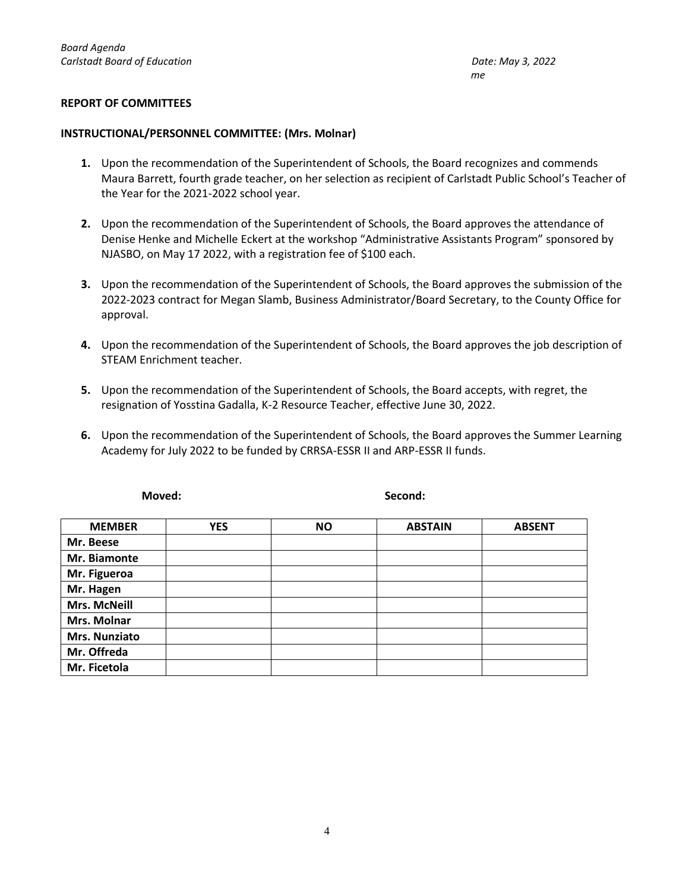**REPORT OF COMMITTEES**

**INSTRUCTIONAL/PERSONNEL COMMITTEE: (Mrs. Molnar)**

1. Upon the recommendation of the Superintendent of Schools, the Board recognizes and commends Maura Barrett, fourth grade teacher, on her selection as recipient of Carlstadt Public School's Teacher of the Year for the 2021-2022 school year.

2. Upon the recommendation of the Superintendent of Schools, the Board approves the attendance of Denise Henke and Michelle Eckert at the workshop "Administrative Assistants Program" sponsored by NJASBO, on May 17 2022, with a registration fee of $100 each.

3. Upon the recommendation of the Superintendent of Schools, the Board approves the submission of the 2022-2023 contract for Megan Slamb, Business Administrator/Board Secretary, to the County Office for approval.

4. Upon the recommendation of the Superintendent of Schools, the Board approves the job description of STEAM Enrichment teacher.

5. Upon the recommendation of the Superintendent of Schools, the Board accepts, with regret, the resignation of Yosstina Gadalla, K-2 Resource Teacher, effective June 30, 2022.

6. Upon the recommendation of the Superintendent of Schools, the Board approves the Summer Learning Academy for July 2022 to be funded by CRRSA-ESSR II and ARP-ESSR II funds.

**Moved:** **Second:**

| MEMBER | YES | NO | ABSTAIN | ABSENT |
|---|---|---|---|---|
| Mr. Beese | | | | |
| Mr. Biamonte | | | | |
| Mr. Figueroa | | | | |
| Mr. Hagen | | | | |
| Mrs. McNeill | | | | |
| Mrs. Molnar | | | | |
| Mrs. Nunziato | | | | |
| Mr. Offreda | | | | |
| Mr. Ficetola | | | | |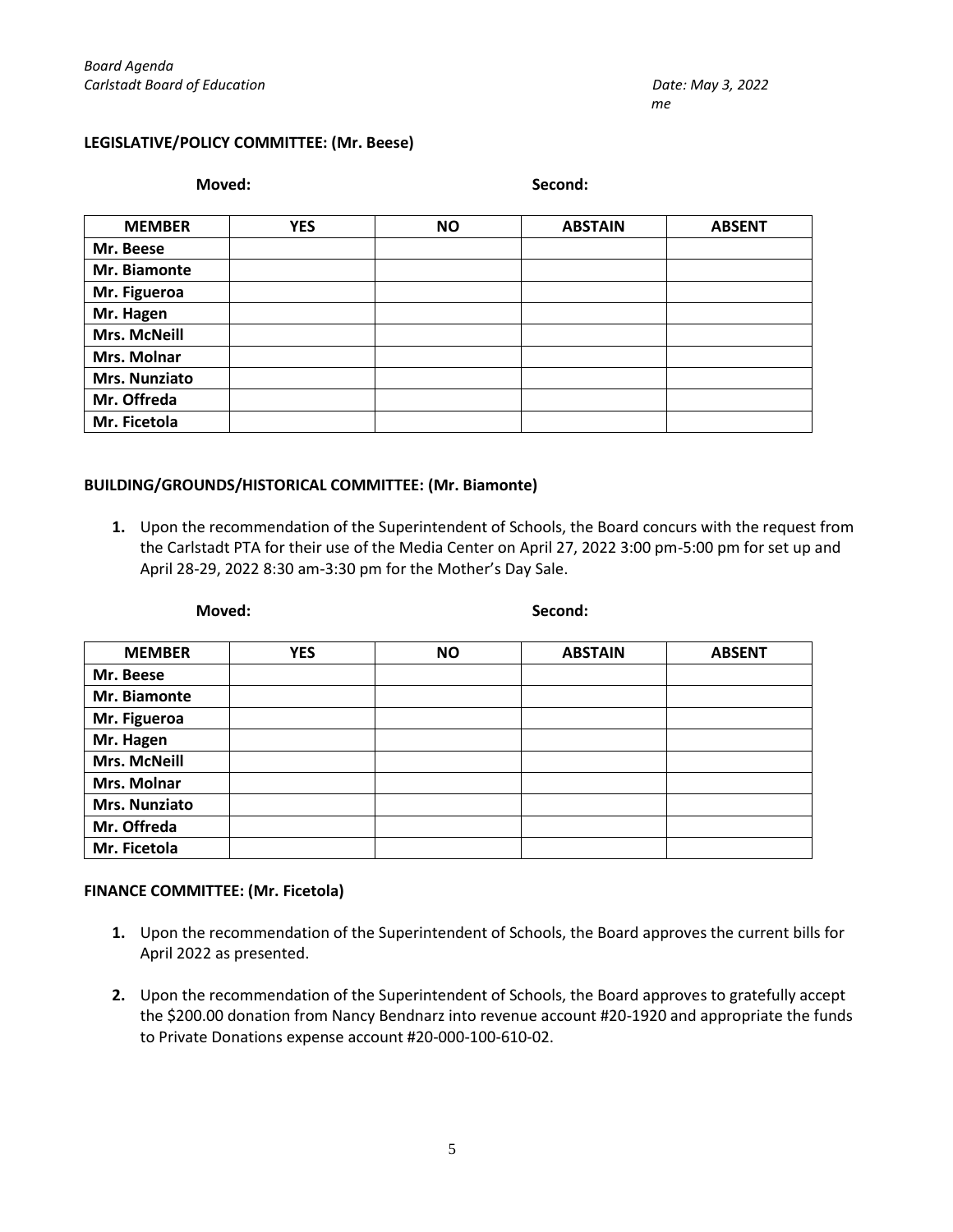### LEGISLATIVE/POLICY COMMITTEE: (Mr. Beese)

**Moved:** **Second:**

| MEMBER | YES | NO | ABSTAIN | ABSENT |
|---|---|---|---|---|
| **Mr. Beese** | | | | |
| **Mr. Biamonte** | | | | |
| **Mr. Figueroa** | | | | |
| **Mr. Hagen** | | | | |
| **Mrs. McNeill** | | | | |
| **Mrs. Molnar** | | | | |
| **Mrs. Nunziato** | | | | |
| **Mr. Offreda** | | | | |
| **Mr. Ficetola** | | | | |

### BUILDING/GROUNDS/HISTORICAL COMMITTEE: (Mr. Biamonte)

1. Upon the recommendation of the Superintendent of Schools, the Board concurs with the request from the Carlstadt PTA for their use of the Media Center on April 27, 2022 3:00 pm-5:00 pm for set up and April 28-29, 2022 8:30 am-3:30 pm for the Mother's Day Sale.

**Moved:** **Second:**

| MEMBER | YES | NO | ABSTAIN | ABSENT |
|---|---|---|---|---|
| **Mr. Beese** | | | | |
| **Mr. Biamonte** | | | | |
| **Mr. Figueroa** | | | | |
| **Mr. Hagen** | | | | |
| **Mrs. McNeill** | | | | |
| **Mrs. Molnar** | | | | |
| **Mrs. Nunziato** | | | | |
| **Mr. Offreda** | | | | |
| **Mr. Ficetola** | | | | |

### FINANCE COMMITTEE: (Mr. Ficetola)

1. Upon the recommendation of the Superintendent of Schools, the Board approves the current bills for April 2022 as presented.

2. Upon the recommendation of the Superintendent of Schools, the Board approves to gratefully accept the $200.00 donation from Nancy Bendnarz into revenue account #20-1920 and appropriate the funds to Private Donations expense account #20-000-100-610-02.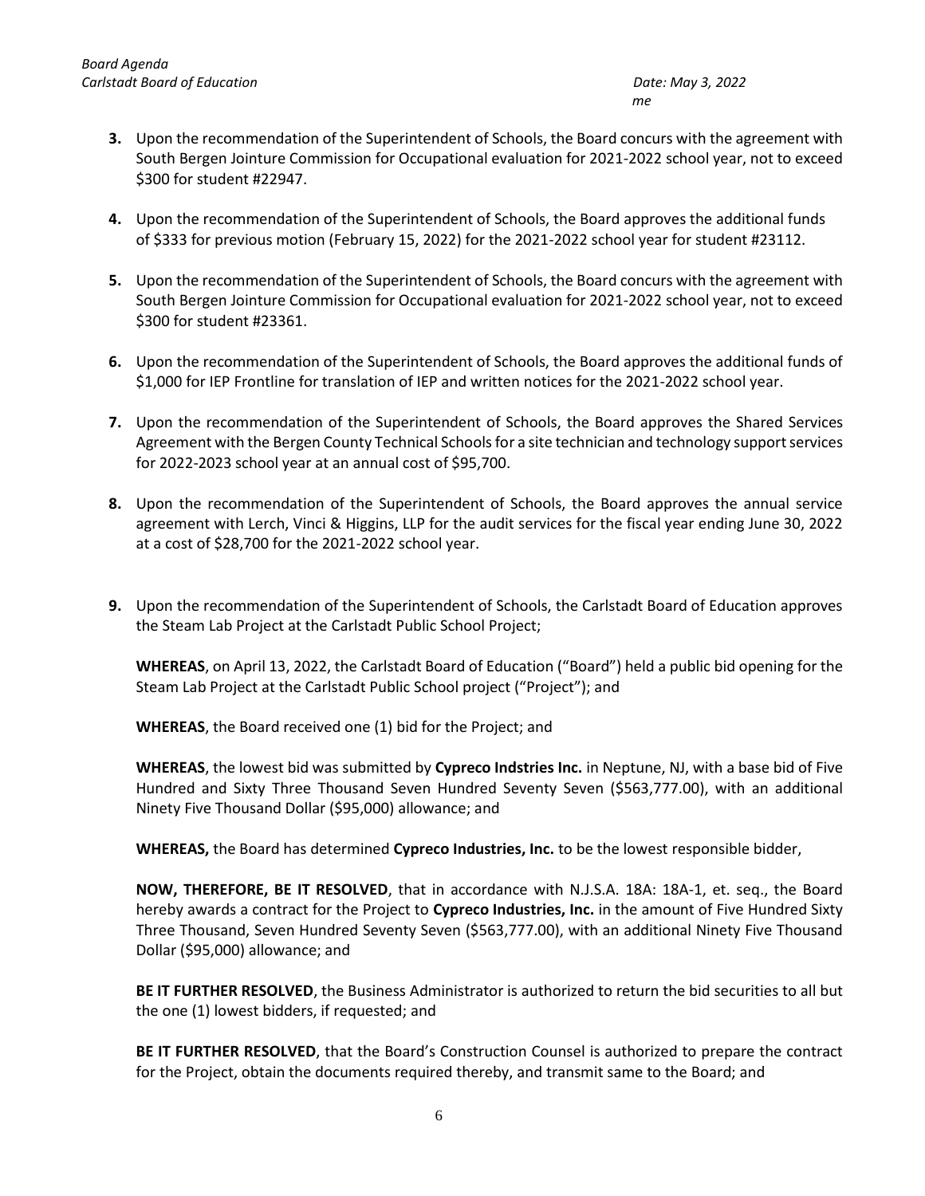3. Upon the recommendation of the Superintendent of Schools, the Board concurs with the agreement with South Bergen Jointure Commission for Occupational evaluation for 2021-2022 school year, not to exceed $300 for student #22947.

4. Upon the recommendation of the Superintendent of Schools, the Board approves the additional funds of $333 for previous motion (February 15, 2022) for the 2021-2022 school year for student #23112.

5. Upon the recommendation of the Superintendent of Schools, the Board concurs with the agreement with South Bergen Jointure Commission for Occupational evaluation for 2021-2022 school year, not to exceed $300 for student #23361.

6. Upon the recommendation of the Superintendent of Schools, the Board approves the additional funds of $1,000 for IEP Frontline for translation of IEP and written notices for the 2021-2022 school year.

7. Upon the recommendation of the Superintendent of Schools, the Board approves the Shared Services Agreement with the Bergen County Technical Schools for a site technician and technology support services for 2022-2023 school year at an annual cost of $95,700.

8. Upon the recommendation of the Superintendent of Schools, the Board approves the annual service agreement with Lerch, Vinci & Higgins, LLP for the audit services for the fiscal year ending June 30, 2022 at a cost of $28,700 for the 2021-2022 school year.

9. Upon the recommendation of the Superintendent of Schools, the Carlstadt Board of Education approves the Steam Lab Project at the Carlstadt Public School Project;

   **WHEREAS**, on April 13, 2022, the Carlstadt Board of Education ("Board") held a public bid opening for the Steam Lab Project at the Carlstadt Public School project ("Project"); and

   **WHEREAS**, the Board received one (1) bid for the Project; and

   **WHEREAS**, the lowest bid was submitted by **Cypreco Indstries Inc.** in Neptune, NJ, with a base bid of Five Hundred and Sixty Three Thousand Seven Hundred Seventy Seven ($563,777.00), with an additional Ninety Five Thousand Dollar ($95,000) allowance; and

   **WHEREAS,** the Board has determined **Cypreco Industries, Inc.** to be the lowest responsible bidder,

   **NOW, THEREFORE, BE IT RESOLVED**, that in accordance with N.J.S.A. 18A: 18A-1, et. seq., the Board hereby awards a contract for the Project to **Cypreco Industries, Inc.** in the amount of Five Hundred Sixty Three Thousand, Seven Hundred Seventy Seven ($563,777.00), with an additional Ninety Five Thousand Dollar ($95,000) allowance; and

   **BE IT FURTHER RESOLVED**, the Business Administrator is authorized to return the bid securities to all but the one (1) lowest bidders, if requested; and

   **BE IT FURTHER RESOLVED**, that the Board's Construction Counsel is authorized to prepare the contract for the Project, obtain the documents required thereby, and transmit same to the Board; and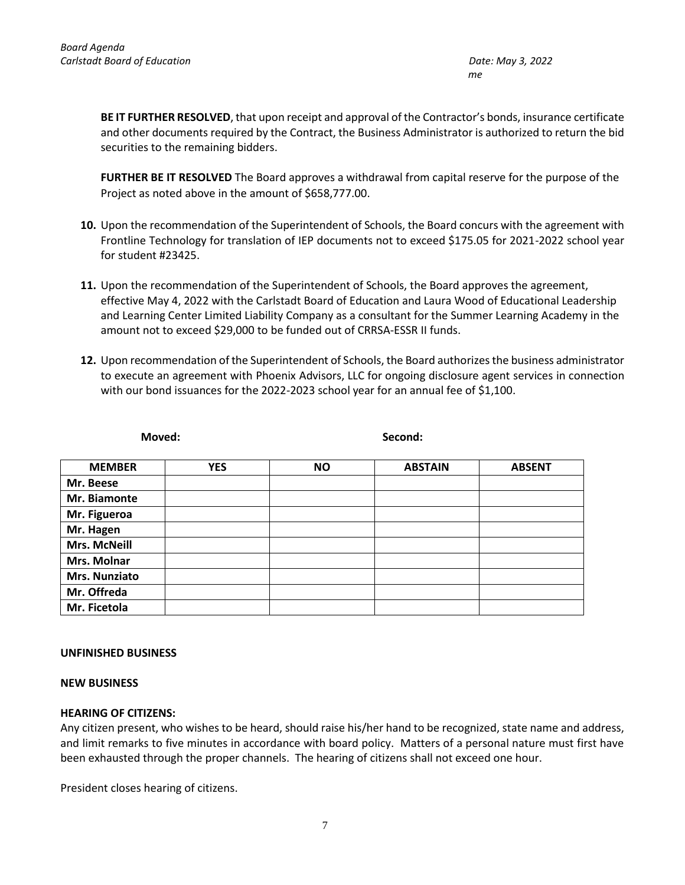**BE IT FURTHER RESOLVED**, that upon receipt and approval of the Contractor's bonds, insurance certificate and other documents required by the Contract, the Business Administrator is authorized to return the bid securities to the remaining bidders.

**FURTHER BE IT RESOLVED** The Board approves a withdrawal from capital reserve for the purpose of the Project as noted above in the amount of $658,777.00.

10. Upon the recommendation of the Superintendent of Schools, the Board concurs with the agreement with Frontline Technology for translation of IEP documents not to exceed $175.05 for 2021-2022 school year for student #23425.

11. Upon the recommendation of the Superintendent of Schools, the Board approves the agreement, effective May 4, 2022 with the Carlstadt Board of Education and Laura Wood of Educational Leadership and Learning Center Limited Liability Company as a consultant for the Summer Learning Academy in the amount not to exceed $29,000 to be funded out of CRRSA-ESSR II funds.

12. Upon recommendation of the Superintendent of Schools, the Board authorizes the business administrator to execute an agreement with Phoenix Advisors, LLC for ongoing disclosure agent services in connection with our bond issuances for the 2022-2023 school year for an annual fee of $1,100.

**Moved:** **Second:**

| MEMBER | YES | NO | ABSTAIN | ABSENT |
|---|---|---|---|---|
| Mr. Beese | | | | |
| Mr. Biamonte | | | | |
| Mr. Figueroa | | | | |
| Mr. Hagen | | | | |
| Mrs. McNeill | | | | |
| Mrs. Molnar | | | | |
| Mrs. Nunziato | | | | |
| Mr. Offreda | | | | |
| Mr. Ficetola | | | | |

**UNFINISHED BUSINESS**

**NEW BUSINESS**

**HEARING OF CITIZENS:**

Any citizen present, who wishes to be heard, should raise his/her hand to be recognized, state name and address, and limit remarks to five minutes in accordance with board policy. Matters of a personal nature must first have been exhausted through the proper channels. The hearing of citizens shall not exceed one hour.

President closes hearing of citizens.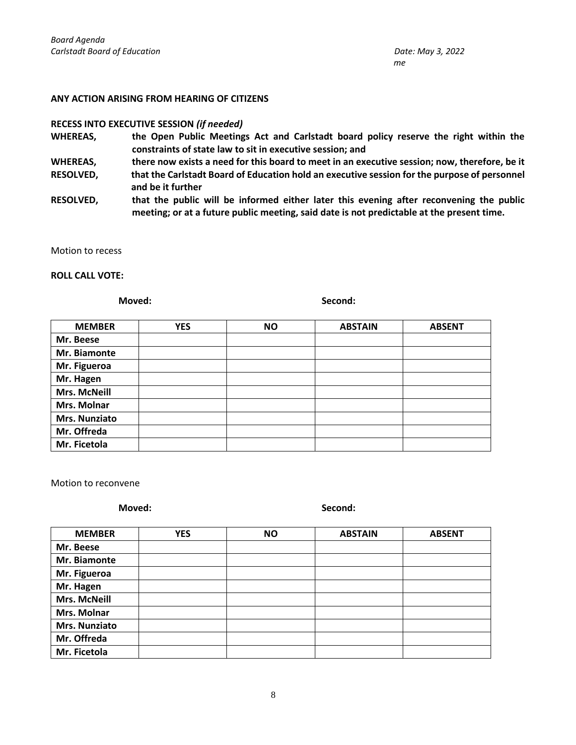**ANY ACTION ARISING FROM HEARING OF CITIZENS**

**RECESS INTO EXECUTIVE SESSION *(if needed)***

**WHEREAS,** **the Open Public Meetings Act and Carlstadt board policy reserve the right within the constraints of state law to sit in executive session; and**

**WHEREAS,** **there now exists a need for this board to meet in an executive session; now, therefore, be it**

**RESOLVED,** **that the Carlstadt Board of Education hold an executive session for the purpose of personnel and be it further**

**RESOLVED,** **that the public will be informed either later this evening after reconvening the public meeting; or at a future public meeting, said date is not predictable at the present time.**

Motion to recess

**ROLL CALL VOTE:**

**Moved:** **Second:**

| MEMBER | YES | NO | ABSTAIN | ABSENT |
|---|---|---|---|---|
| Mr. Beese | | | | |
| Mr. Biamonte | | | | |
| Mr. Figueroa | | | | |
| Mr. Hagen | | | | |
| Mrs. McNeill | | | | |
| Mrs. Molnar | | | | |
| Mrs. Nunziato | | | | |
| Mr. Offreda | | | | |
| Mr. Ficetola | | | | |

Motion to reconvene

**Moved:** **Second:**

| MEMBER | YES | NO | ABSTAIN | ABSENT |
|---|---|---|---|---|
| Mr. Beese | | | | |
| Mr. Biamonte | | | | |
| Mr. Figueroa | | | | |
| Mr. Hagen | | | | |
| Mrs. McNeill | | | | |
| Mrs. Molnar | | | | |
| Mrs. Nunziato | | | | |
| Mr. Offreda | | | | |
| Mr. Ficetola | | | | |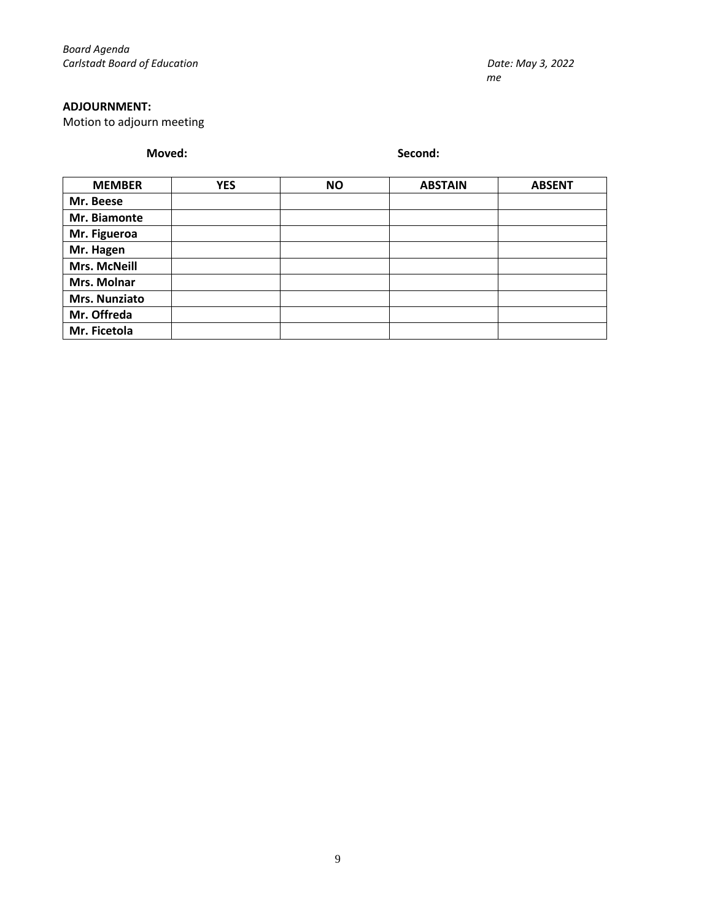**ADJOURNMENT:**
Motion to adjourn meeting

**Moved:** **Second:**

| MEMBER | YES | NO | ABSTAIN | ABSENT |
|---|---|---|---|---|
| **Mr. Beese** | | | | |
| **Mr. Biamonte** | | | | |
| **Mr. Figueroa** | | | | |
| **Mr. Hagen** | | | | |
| **Mrs. McNeill** | | | | |
| **Mrs. Molnar** | | | | |
| **Mrs. Nunziato** | | | | |
| **Mr. Offreda** | | | | |
| **Mr. Ficetola** | | | | |